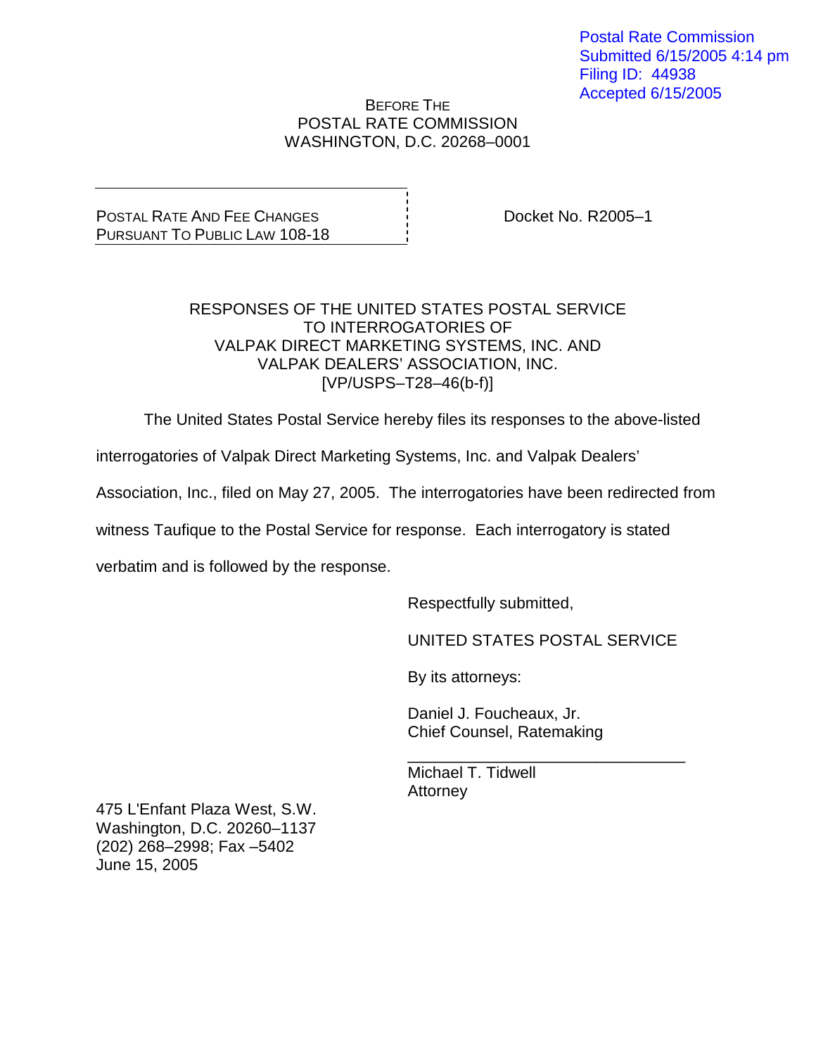Postal Rate Commission
Submitted 6/15/2005 4:14 pm
Filing ID: 44938
Accepted 6/15/2005

BEFORE THE
POSTAL RATE COMMISSION
WASHINGTON, D.C. 20268–0001

POSTAL RATE AND FEE CHANGES
PURSUANT TO PUBLIC LAW 108-18

Docket No. R2005–1

RESPONSES OF THE UNITED STATES POSTAL SERVICE
TO INTERROGATORIES OF
VALPAK DIRECT MARKETING SYSTEMS, INC. AND
VALPAK DEALERS' ASSOCIATION, INC.
[VP/USPS–T28–46(b-f)]

The United States Postal Service hereby files its responses to the above-listed interrogatories of Valpak Direct Marketing Systems, Inc. and Valpak Dealers' Association, Inc., filed on May 27, 2005. The interrogatories have been redirected from witness Taufique to the Postal Service for response. Each interrogatory is stated verbatim and is followed by the response.

Respectfully submitted,

UNITED STATES POSTAL SERVICE

By its attorneys:

Daniel J. Foucheaux, Jr.
Chief Counsel, Ratemaking

\_\_\_\_\_\_\_\_\_\_\_\_\_\_\_\_\_\_\_\_\_\_\_\_\_\_\_\_\_\_\_\_
Michael T. Tidwell
Attorney

475 L'Enfant Plaza West, S.W.
Washington, D.C. 20260–1137
(202) 268–2998; Fax –5402
June 15, 2005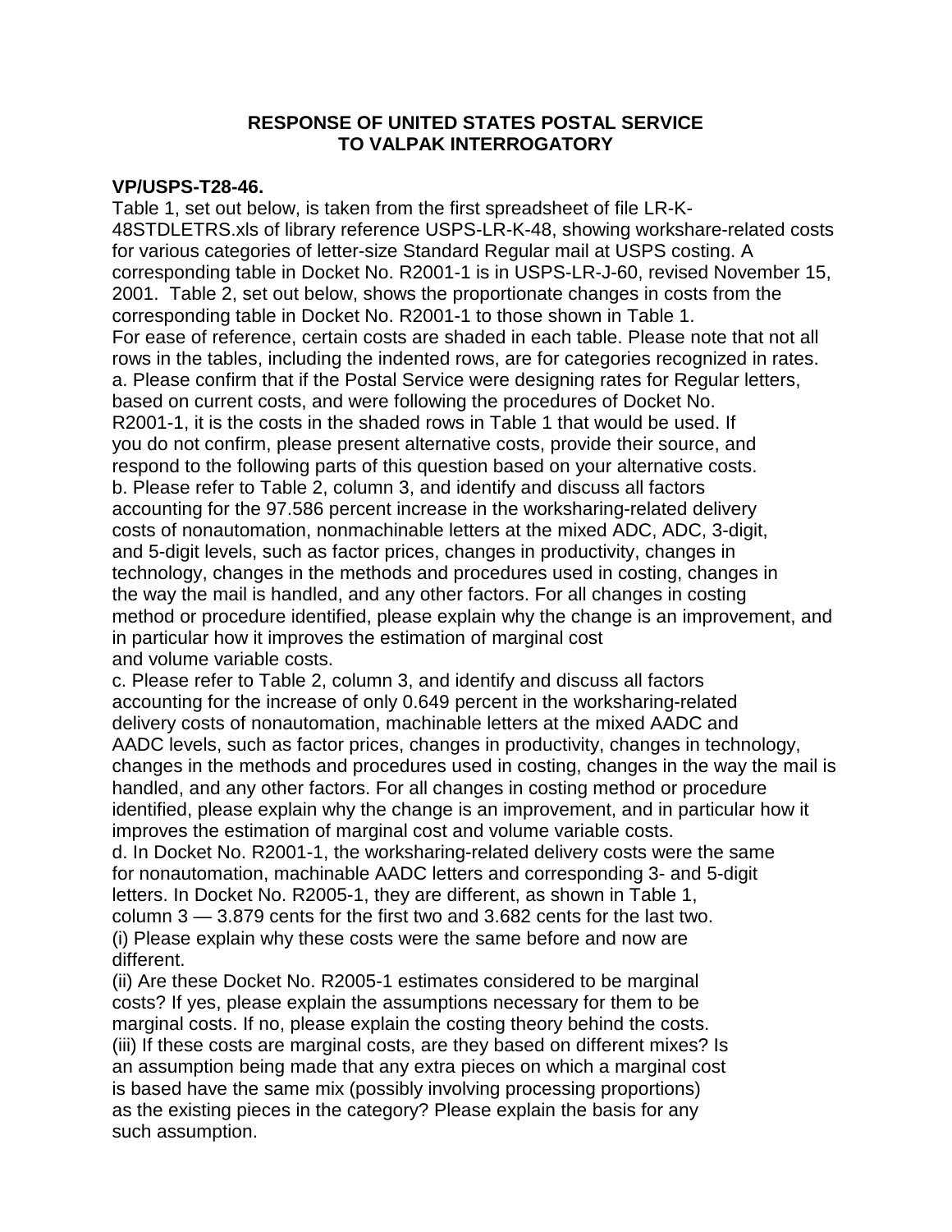**RESPONSE OF UNITED STATES POSTAL SERVICE**
**TO VALPAK INTERROGATORY**

**VP/USPS-T28-46.**

Table 1, set out below, is taken from the first spreadsheet of file LR-K-48STDLETRS.xls of library reference USPS-LR-K-48, showing workshare-related costs for various categories of letter-size Standard Regular mail at USPS costing. A corresponding table in Docket No. R2001-1 is in USPS-LR-J-60, revised November 15, 2001. Table 2, set out below, shows the proportionate changes in costs from the corresponding table in Docket No. R2001-1 to those shown in Table 1.

For ease of reference, certain costs are shaded in each table. Please note that not all rows in the tables, including the indented rows, are for categories recognized in rates.

a. Please confirm that if the Postal Service were designing rates for Regular letters, based on current costs, and were following the procedures of Docket No. R2001-1, it is the costs in the shaded rows in Table 1 that would be used. If you do not confirm, please present alternative costs, provide their source, and respond to the following parts of this question based on your alternative costs.

b. Please refer to Table 2, column 3, and identify and discuss all factors accounting for the 97.586 percent increase in the worksharing-related delivery costs of nonautomation, nonmachinable letters at the mixed ADC, ADC, 3-digit, and 5-digit levels, such as factor prices, changes in productivity, changes in technology, changes in the methods and procedures used in costing, changes in the way the mail is handled, and any other factors. For all changes in costing method or procedure identified, please explain why the change is an improvement, and in particular how it improves the estimation of marginal cost and volume variable costs.

c. Please refer to Table 2, column 3, and identify and discuss all factors accounting for the increase of only 0.649 percent in the worksharing-related delivery costs of nonautomation, machinable letters at the mixed AADC and AADC levels, such as factor prices, changes in productivity, changes in technology, changes in the methods and procedures used in costing, changes in the way the mail is handled, and any other factors. For all changes in costing method or procedure identified, please explain why the change is an improvement, and in particular how it improves the estimation of marginal cost and volume variable costs.

d. In Docket No. R2001-1, the worksharing-related delivery costs were the same for nonautomation, machinable AADC letters and corresponding 3- and 5-digit letters. In Docket No. R2005-1, they are different, as shown in Table 1, column 3 — 3.879 cents for the first two and 3.682 cents for the last two.

(i) Please explain why these costs were the same before and now are different.

(ii) Are these Docket No. R2005-1 estimates considered to be marginal costs? If yes, please explain the assumptions necessary for them to be marginal costs. If no, please explain the costing theory behind the costs.

(iii) If these costs are marginal costs, are they based on different mixes? Is an assumption being made that any extra pieces on which a marginal cost is based have the same mix (possibly involving processing proportions) as the existing pieces in the category? Please explain the basis for any such assumption.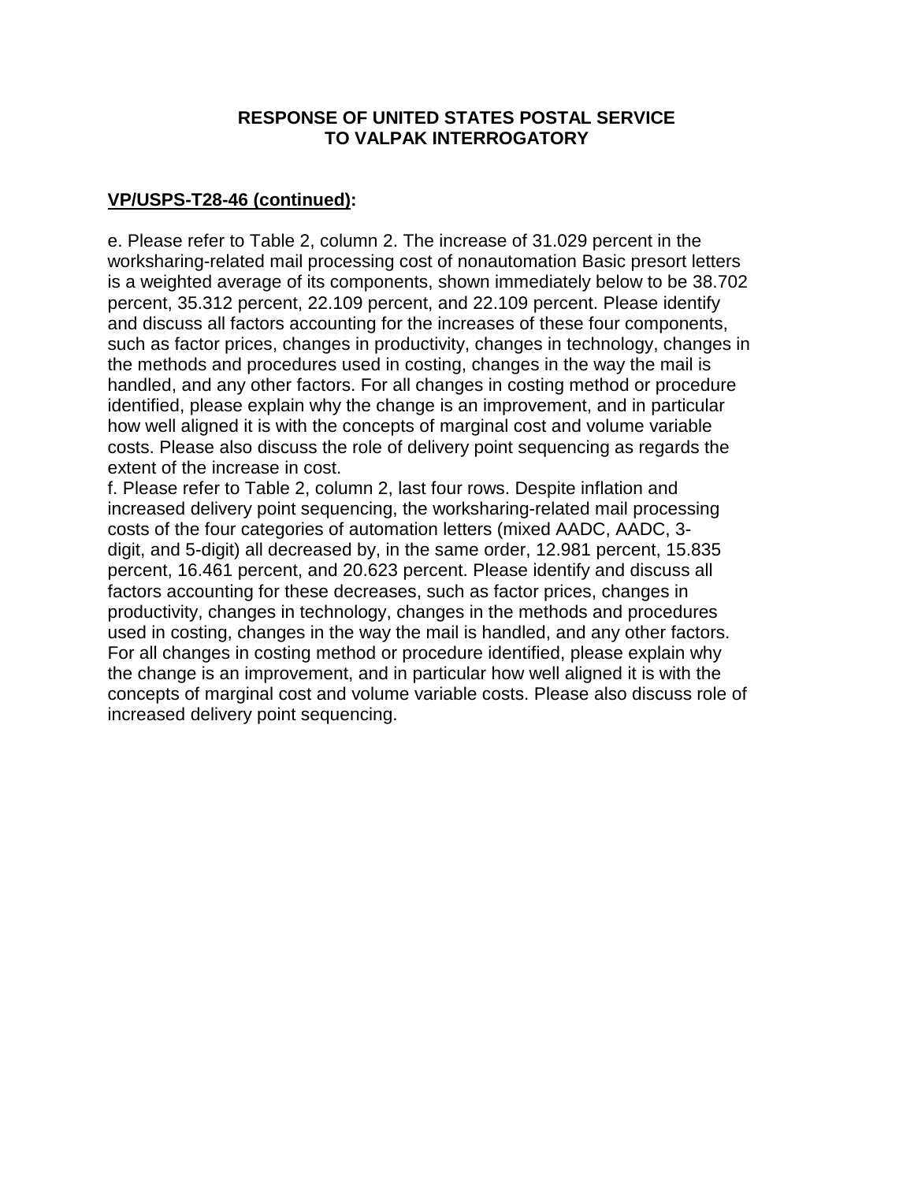**RESPONSE OF UNITED STATES POSTAL SERVICE TO VALPAK INTERROGATORY**

**VP/USPS-T28-46 (continued):**

e. Please refer to Table 2, column 2. The increase of 31.029 percent in the worksharing-related mail processing cost of nonautomation Basic presort letters is a weighted average of its components, shown immediately below to be 38.702 percent, 35.312 percent, 22.109 percent, and 22.109 percent. Please identify and discuss all factors accounting for the increases of these four components, such as factor prices, changes in productivity, changes in technology, changes in the methods and procedures used in costing, changes in the way the mail is handled, and any other factors. For all changes in costing method or procedure identified, please explain why the change is an improvement, and in particular how well aligned it is with the concepts of marginal cost and volume variable costs. Please also discuss the role of delivery point sequencing as regards the extent of the increase in cost.

f. Please refer to Table 2, column 2, last four rows. Despite inflation and increased delivery point sequencing, the worksharing-related mail processing costs of the four categories of automation letters (mixed AADC, AADC, 3-digit, and 5-digit) all decreased by, in the same order, 12.981 percent, 15.835 percent, 16.461 percent, and 20.623 percent. Please identify and discuss all factors accounting for these decreases, such as factor prices, changes in productivity, changes in technology, changes in the methods and procedures used in costing, changes in the way the mail is handled, and any other factors. For all changes in costing method or procedure identified, please explain why the change is an improvement, and in particular how well aligned it is with the concepts of marginal cost and volume variable costs. Please also discuss role of increased delivery point sequencing.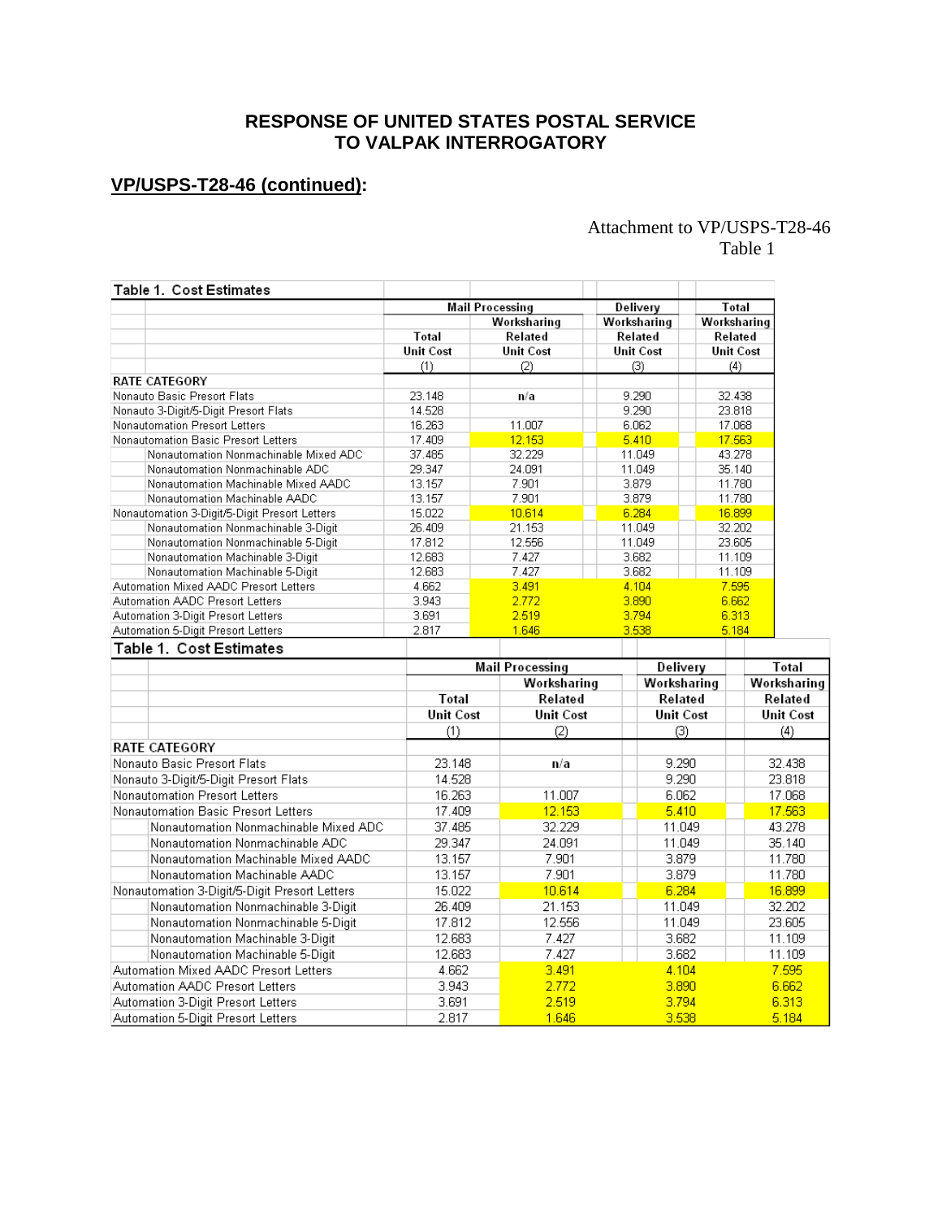# RESPONSE OF UNITED STATES POSTAL SERVICE TO VALPAK INTERROGATORY

## VP/USPS-T28-46 (continued):

Attachment to VP/USPS-T28-46
Table 1

**Table 1. Cost Estimates**

| | Mail Processing | | Delivery | Total |
|---|---|---|---|---|
| | Total Unit Cost | Worksharing Related Unit Cost | Worksharing Related Unit Cost | Worksharing Related Unit Cost |
| | (1) | (2) | (3) | (4) |
| RATE CATEGORY | | | | |
| Nonauto Basic Presort Flats | 23.148 | n/a | 9.290 | 32.438 |
| Nonauto 3-Digit/5-Digit Presort Flats | 14.528 | | 9.290 | 23.818 |
| Nonautomation Presort Letters | 16.263 | 11.007 | 6.062 | 17.068 |
| Nonautomation Basic Presort Letters | 17.409 | 12.153 | 5.410 | 17.563 |
| Nonautomation Nonmachinable Mixed ADC | 37.485 | 32.229 | 11.049 | 43.278 |
| Nonautomation Nonmachinable ADC | 29.347 | 24.091 | 11.049 | 35.140 |
| Nonautomation Machinable Mixed AADC | 13.157 | 7.901 | 3.879 | 11.780 |
| Nonautomation Machinable AADC | 13.157 | 7.901 | 3.879 | 11.780 |
| Nonautomation 3-Digit/5-Digit Presort Letters | 15.022 | 10.614 | 6.284 | 16.899 |
| Nonautomation Nonmachinable 3-Digit | 26.409 | 21.153 | 11.049 | 32.202 |
| Nonautomation Nonmachinable 5-Digit | 17.812 | 12.556 | 11.049 | 23.605 |
| Nonautomation Machinable 3-Digit | 12.683 | 7.427 | 3.682 | 11.109 |
| Nonautomation Machinable 5-Digit | 12.683 | 7.427 | 3.682 | 11.109 |
| Automation Mixed AADC Presort Letters | 4.662 | 3.491 | 4.104 | 7.595 |
| Automation AADC Presort Letters | 3.943 | 2.772 | 3.890 | 6.662 |
| Automation 3-Digit Presort Letters | 3.691 | 2.519 | 3.794 | 6.313 |
| Automation 5-Digit Presort Letters | 2.817 | 1.646 | 3.538 | 5.184 |

**Table 1. Cost Estimates**

| | Mail Processing | | Delivery | Total |
|---|---|---|---|---|
| | Total Unit Cost | Worksharing Related Unit Cost | Worksharing Related Unit Cost | Worksharing Related Unit Cost |
| | (1) | (2) | (3) | (4) |
| RATE CATEGORY | | | | |
| Nonauto Basic Presort Flats | 23.148 | n/a | 9.290 | 32.438 |
| Nonauto 3-Digit/5-Digit Presort Flats | 14.528 | | 9.290 | 23.818 |
| Nonautomation Presort Letters | 16.263 | 11.007 | 6.062 | 17.068 |
| Nonautomation Basic Presort Letters | 17.409 | 12.153 | 5.410 | 17.563 |
| Nonautomation Nonmachinable Mixed ADC | 37.485 | 32.229 | 11.049 | 43.278 |
| Nonautomation Nonmachinable ADC | 29.347 | 24.091 | 11.049 | 35.140 |
| Nonautomation Machinable Mixed AADC | 13.157 | 7.901 | 3.879 | 11.780 |
| Nonautomation Machinable AADC | 13.157 | 7.901 | 3.879 | 11.780 |
| Nonautomation 3-Digit/5-Digit Presort Letters | 15.022 | 10.614 | 6.284 | 16.899 |
| Nonautomation Nonmachinable 3-Digit | 26.409 | 21.153 | 11.049 | 32.202 |
| Nonautomation Nonmachinable 5-Digit | 17.812 | 12.556 | 11.049 | 23.605 |
| Nonautomation Machinable 3-Digit | 12.683 | 7.427 | 3.682 | 11.109 |
| Nonautomation Machinable 5-Digit | 12.683 | 7.427 | 3.682 | 11.109 |
| Automation Mixed AADC Presort Letters | 4.662 | 3.491 | 4.104 | 7.595 |
| Automation AADC Presort Letters | 3.943 | 2.772 | 3.890 | 6.662 |
| Automation 3-Digit Presort Letters | 3.691 | 2.519 | 3.794 | 6.313 |
| Automation 5-Digit Presort Letters | 2.817 | 1.646 | 3.538 | 5.184 |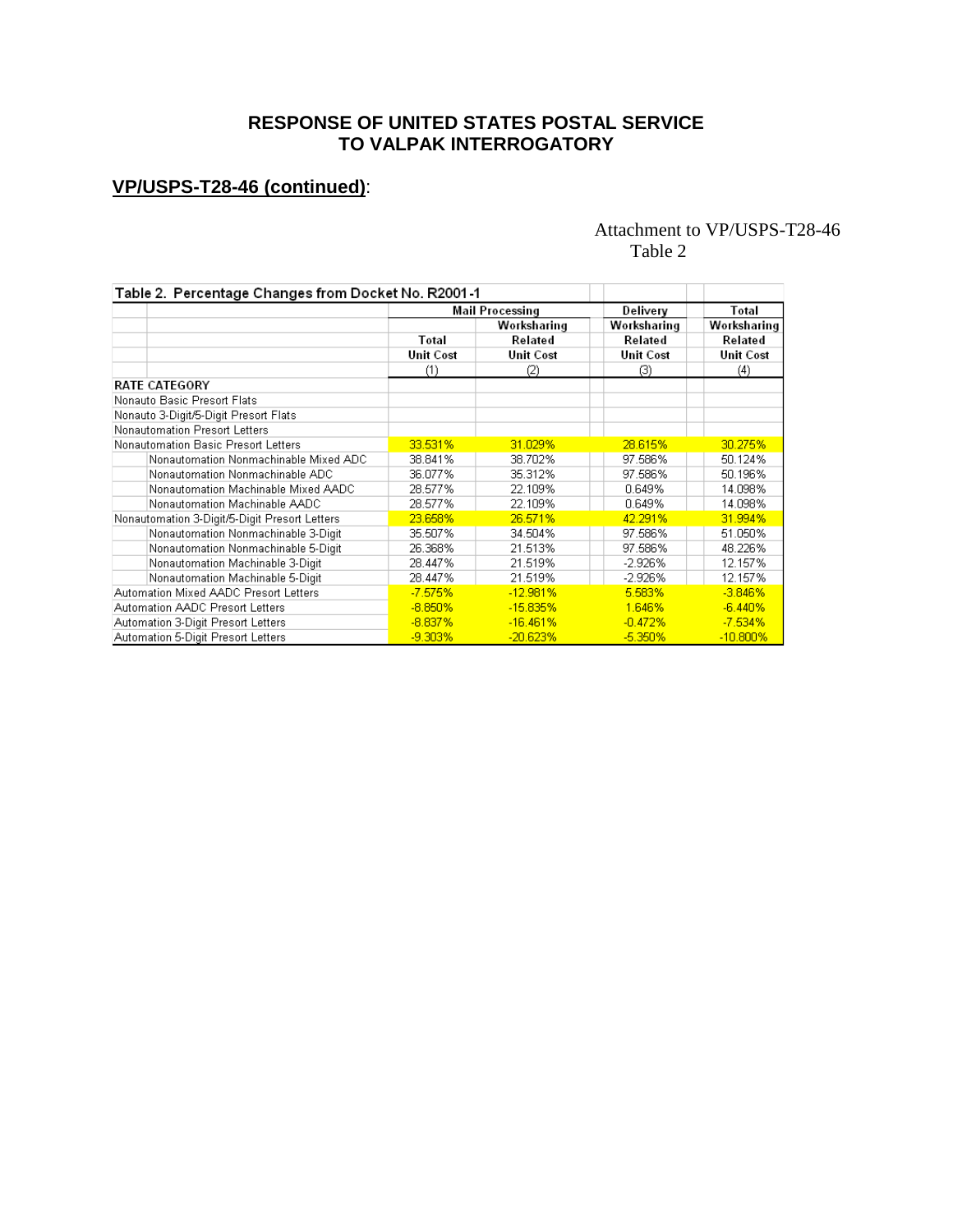**RESPONSE OF UNITED STATES POSTAL SERVICE TO VALPAK INTERROGATORY**

**VP/USPS-T28-46 (continued)**:

Attachment to VP/USPS-T28-46
Table 2

| Table 2. Percentage Changes from Docket No. R2001-1 | Mail Processing | | Delivery | Total |
|---|---|---|---|---|
| | | Worksharing | Worksharing | Worksharing |
| | Total | Related | Related | Related |
| | Unit Cost | Unit Cost | Unit Cost | Unit Cost |
| | (1) | (2) | (3) | (4) |
| RATE CATEGORY | | | | |
| Nonauto Basic Presort Flats | | | | |
| Nonauto 3-Digit/5-Digit Presort Flats | | | | |
| Nonautomation Presort Letters | | | | |
| Nonautomation Basic Presort Letters | 33.531% | 31.029% | 28.615% | 30.275% |
| Nonautomation Nonmachinable Mixed ADC | 38.841% | 38.702% | 97.586% | 50.124% |
| Nonautomation Nonmachinable ADC | 36.077% | 35.312% | 97.586% | 50.196% |
| Nonautomation Machinable Mixed AADC | 28.577% | 22.109% | 0.649% | 14.098% |
| Nonautomation Machinable AADC | 28.577% | 22.109% | 0.649% | 14.098% |
| Nonautomation 3-Digit/5-Digit Presort Letters | 23.658% | 26.571% | 42.291% | 31.994% |
| Nonautomation Nonmachinable 3-Digit | 35.507% | 34.504% | 97.586% | 51.050% |
| Nonautomation Nonmachinable 5-Digit | 26.368% | 21.513% | 97.586% | 48.226% |
| Nonautomation Machinable 3-Digit | 28.447% | 21.519% | -2.926% | 12.157% |
| Nonautomation Machinable 5-Digit | 28.447% | 21.519% | -2.926% | 12.157% |
| Automation Mixed AADC Presort Letters | -7.575% | -12.981% | 5.583% | -3.846% |
| Automation AADC Presort Letters | -8.850% | -15.835% | 1.646% | -6.440% |
| Automation 3-Digit Presort Letters | -8.837% | -16.461% | -0.472% | -7.534% |
| Automation 5-Digit Presort Letters | -9.303% | -20.623% | -5.350% | -10.800% |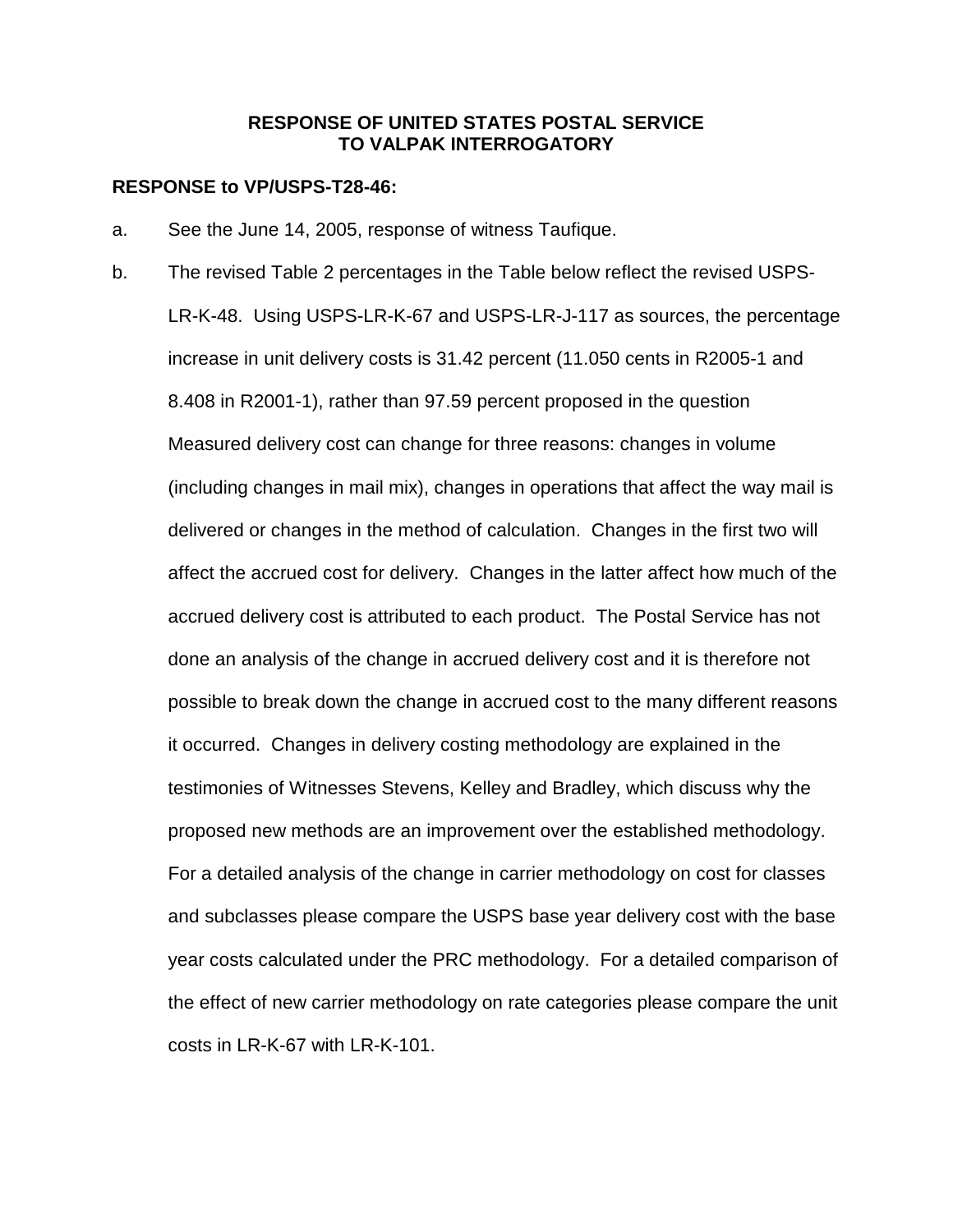**RESPONSE OF UNITED STATES POSTAL SERVICE TO VALPAK INTERROGATORY**

**RESPONSE to VP/USPS-T28-46:**

a. See the June 14, 2005, response of witness Taufique.

b. The revised Table 2 percentages in the Table below reflect the revised USPS-LR-K-48. Using USPS-LR-K-67 and USPS-LR-J-117 as sources, the percentage increase in unit delivery costs is 31.42 percent (11.050 cents in R2005-1 and 8.408 in R2001-1), rather than 97.59 percent proposed in the question Measured delivery cost can change for three reasons: changes in volume (including changes in mail mix), changes in operations that affect the way mail is delivered or changes in the method of calculation. Changes in the first two will affect the accrued cost for delivery. Changes in the latter affect how much of the accrued delivery cost is attributed to each product. The Postal Service has not done an analysis of the change in accrued delivery cost and it is therefore not possible to break down the change in accrued cost to the many different reasons it occurred. Changes in delivery costing methodology are explained in the testimonies of Witnesses Stevens, Kelley and Bradley, which discuss why the proposed new methods are an improvement over the established methodology. For a detailed analysis of the change in carrier methodology on cost for classes and subclasses please compare the USPS base year delivery cost with the base year costs calculated under the PRC methodology. For a detailed comparison of the effect of new carrier methodology on rate categories please compare the unit costs in LR-K-67 with LR-K-101.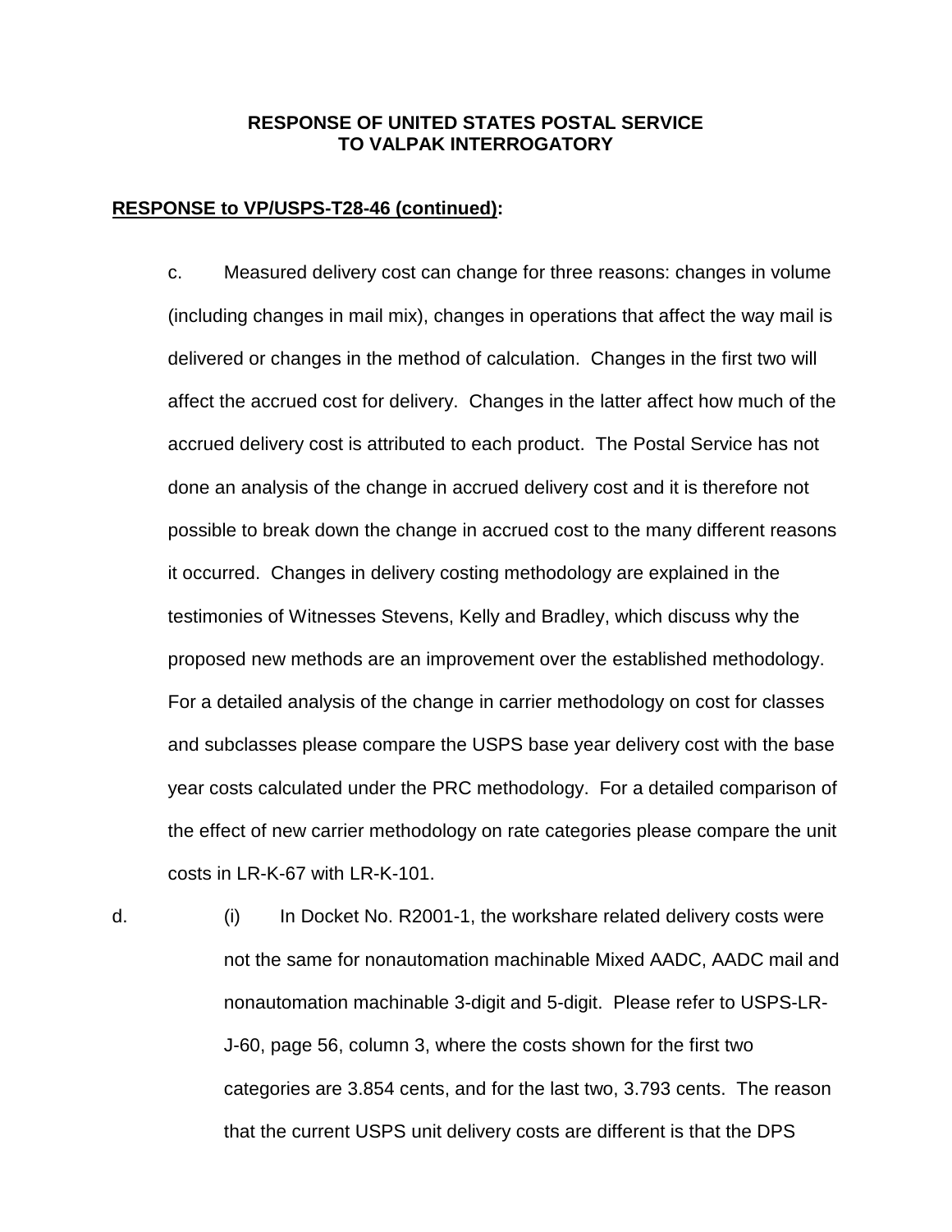**RESPONSE OF UNITED STATES POSTAL SERVICE TO VALPAK INTERROGATORY**

**RESPONSE to VP/USPS-T28-46 (continued):**

c. Measured delivery cost can change for three reasons: changes in volume (including changes in mail mix), changes in operations that affect the way mail is delivered or changes in the method of calculation. Changes in the first two will affect the accrued cost for delivery. Changes in the latter affect how much of the accrued delivery cost is attributed to each product. The Postal Service has not done an analysis of the change in accrued delivery cost and it is therefore not possible to break down the change in accrued cost to the many different reasons it occurred. Changes in delivery costing methodology are explained in the testimonies of Witnesses Stevens, Kelly and Bradley, which discuss why the proposed new methods are an improvement over the established methodology. For a detailed analysis of the change in carrier methodology on cost for classes and subclasses please compare the USPS base year delivery cost with the base year costs calculated under the PRC methodology. For a detailed comparison of the effect of new carrier methodology on rate categories please compare the unit costs in LR-K-67 with LR-K-101.

d. (i) In Docket No. R2001-1, the workshare related delivery costs were not the same for nonautomation machinable Mixed AADC, AADC mail and nonautomation machinable 3-digit and 5-digit. Please refer to USPS-LR-J-60, page 56, column 3, where the costs shown for the first two categories are 3.854 cents, and for the last two, 3.793 cents. The reason that the current USPS unit delivery costs are different is that the DPS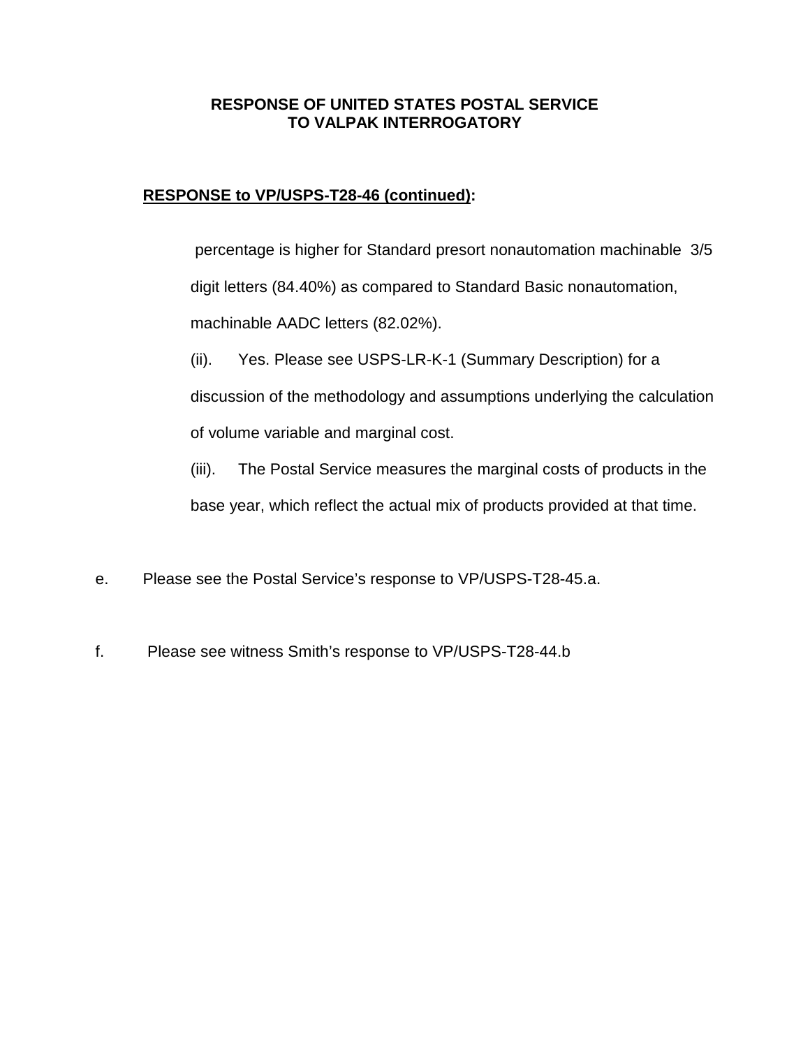**RESPONSE OF UNITED STATES POSTAL SERVICE
TO VALPAK INTERROGATORY**

**RESPONSE to VP/USPS-T28-46 (continued):**

percentage is higher for Standard presort nonautomation machinable 3/5 digit letters (84.40%) as compared to Standard Basic nonautomation, machinable AADC letters (82.02%).

(ii). Yes. Please see USPS-LR-K-1 (Summary Description) for a discussion of the methodology and assumptions underlying the calculation of volume variable and marginal cost.

(iii). The Postal Service measures the marginal costs of products in the base year, which reflect the actual mix of products provided at that time.

e. Please see the Postal Service's response to VP/USPS-T28-45.a.

f. Please see witness Smith's response to VP/USPS-T28-44.b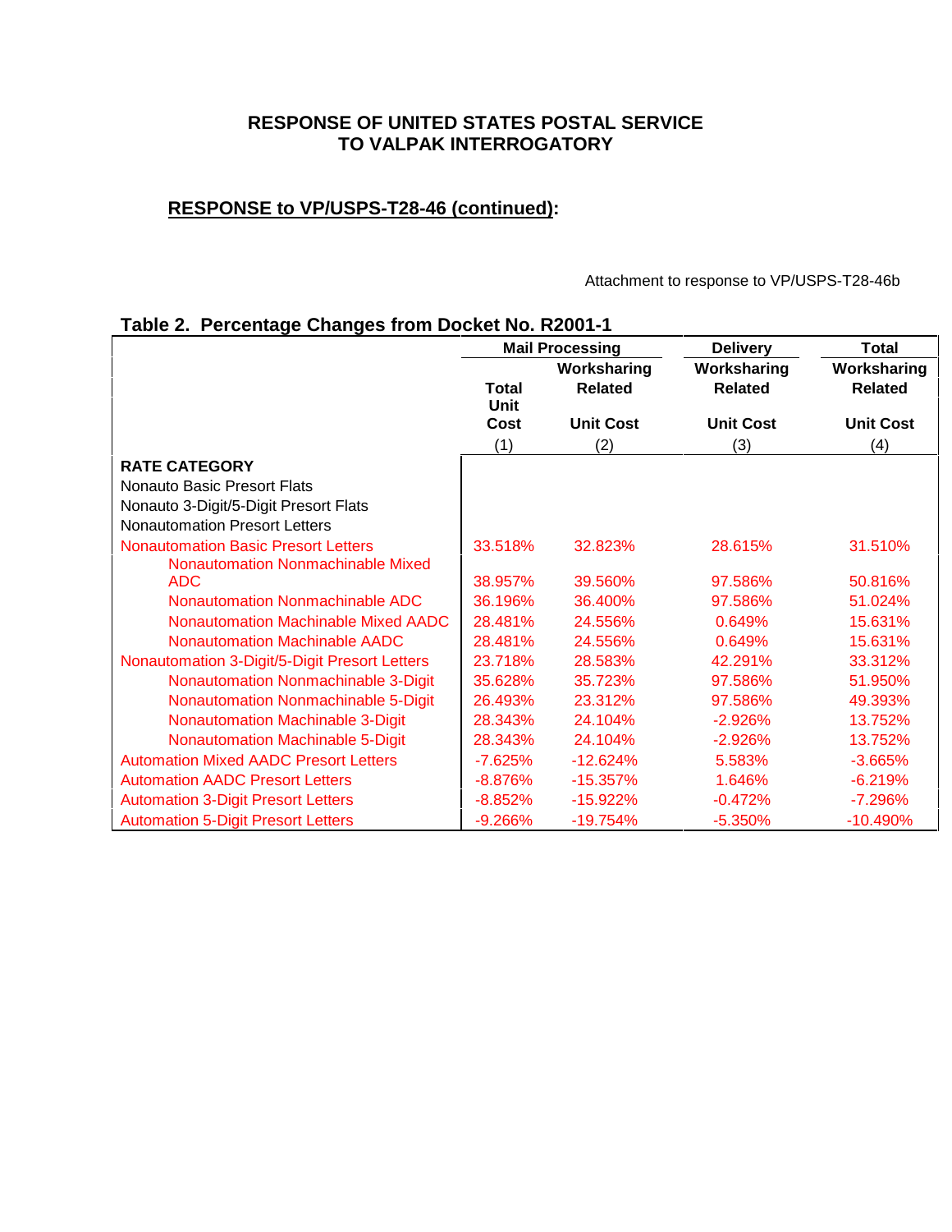**RESPONSE OF UNITED STATES POSTAL SERVICE TO VALPAK INTERROGATORY**

**RESPONSE to VP/USPS-T28-46 (continued):**

Attachment to response to VP/USPS-T28-46b

**Table 2. Percentage Changes from Docket No. R2001-1**

| | Mail Processing | | Delivery | Total |
|---|---|---|---|---|
| | Total Unit Cost | Worksharing Related Unit Cost | Worksharing Related Unit Cost | Worksharing Related Unit Cost |
| | (1) | (2) | (3) | (4) |
| **RATE CATEGORY** | | | | |
| Nonauto Basic Presort Flats | | | | |
| Nonauto 3-Digit/5-Digit Presort Flats | | | | |
| Nonautomation Presort Letters | | | | |
| Nonautomation Basic Presort Letters | 33.518% | 32.823% | 28.615% | 31.510% |
| Nonautomation Nonmachinable Mixed ADC | 38.957% | 39.560% | 97.586% | 50.816% |
| Nonautomation Nonmachinable ADC | 36.196% | 36.400% | 97.586% | 51.024% |
| Nonautomation Machinable Mixed AADC | 28.481% | 24.556% | 0.649% | 15.631% |
| Nonautomation Machinable AADC | 28.481% | 24.556% | 0.649% | 15.631% |
| Nonautomation 3-Digit/5-Digit Presort Letters | 23.718% | 28.583% | 42.291% | 33.312% |
| Nonautomation Nonmachinable 3-Digit | 35.628% | 35.723% | 97.586% | 51.950% |
| Nonautomation Nonmachinable 5-Digit | 26.493% | 23.312% | 97.586% | 49.393% |
| Nonautomation Machinable 3-Digit | 28.343% | 24.104% | -2.926% | 13.752% |
| Nonautomation Machinable 5-Digit | 28.343% | 24.104% | -2.926% | 13.752% |
| Automation Mixed AADC Presort Letters | -7.625% | -12.624% | 5.583% | -3.665% |
| Automation AADC Presort Letters | -8.876% | -15.357% | 1.646% | -6.219% |
| Automation 3-Digit Presort Letters | -8.852% | -15.922% | -0.472% | -7.296% |
| Automation 5-Digit Presort Letters | -9.266% | -19.754% | -5.350% | -10.490% |